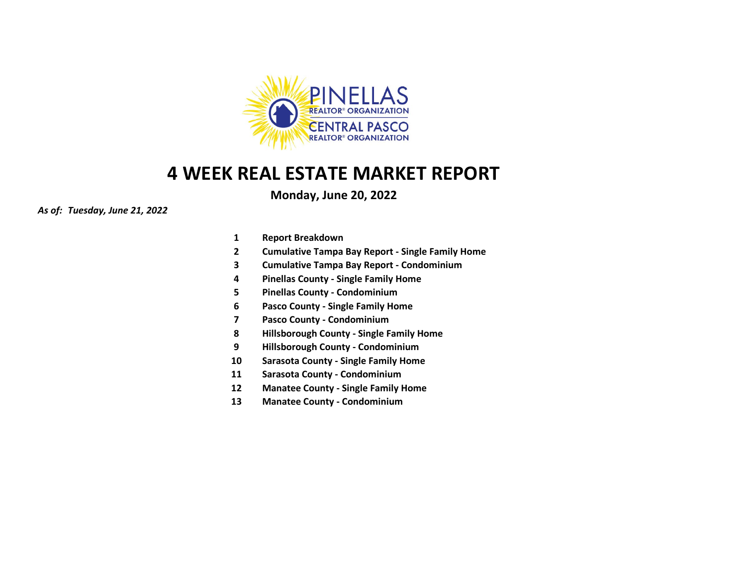PINELLAS REALTOR® ORGANIZATION

CENTRAL PASCO REALTOR® ORGANIZATION

# 4 WEEK REAL ESTATE MARKET REPORT

**Monday, June 20, 2022**

***As of: Tuesday, June 21, 2022***

| | |
|---|---|
| **1** | **Report Breakdown** |
| **2** | **Cumulative Tampa Bay Report - Single Family Home** |
| **3** | **Cumulative Tampa Bay Report - Condominium** |
| **4** | **Pinellas County - Single Family Home** |
| **5** | **Pinellas County - Condominium** |
| **6** | **Pasco County - Single Family Home** |
| **7** | **Pasco County - Condominium** |
| **8** | **Hillsborough County - Single Family Home** |
| **9** | **Hillsborough County - Condominium** |
| **10** | **Sarasota County - Single Family Home** |
| **11** | **Sarasota County - Condominium** |
| **12** | **Manatee County - Single Family Home** |
| **13** | **Manatee County - Condominium** |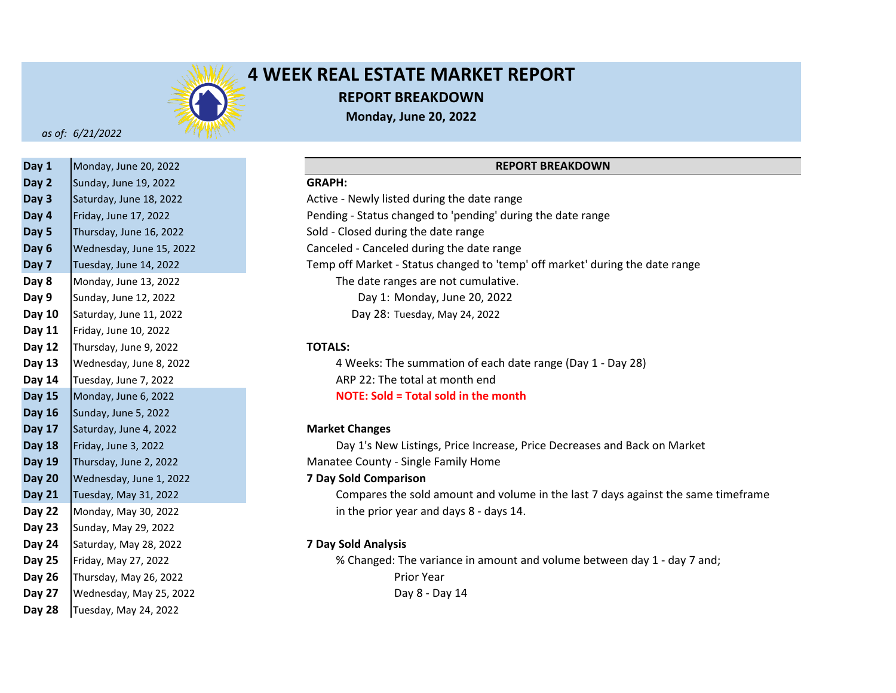# 4 WEEK REAL ESTATE MARKET REPORT

## REPORT BREAKDOWN

**Monday, June 20, 2022**

*as of: 6/21/2022*

| Day | Date |
|---|---|
| **Day 1** | Monday, June 20, 2022 |
| **Day 2** | Sunday, June 19, 2022 |
| **Day 3** | Saturday, June 18, 2022 |
| **Day 4** | Friday, June 17, 2022 |
| **Day 5** | Thursday, June 16, 2022 |
| **Day 6** | Wednesday, June 15, 2022 |
| **Day 7** | Tuesday, June 14, 2022 |
| **Day 8** | Monday, June 13, 2022 |
| **Day 9** | Sunday, June 12, 2022 |
| **Day 10** | Saturday, June 11, 2022 |
| **Day 11** | Friday, June 10, 2022 |
| **Day 12** | Thursday, June 9, 2022 |
| **Day 13** | Wednesday, June 8, 2022 |
| **Day 14** | Tuesday, June 7, 2022 |
| **Day 15** | Monday, June 6, 2022 |
| **Day 16** | Sunday, June 5, 2022 |
| **Day 17** | Saturday, June 4, 2022 |
| **Day 18** | Friday, June 3, 2022 |
| **Day 19** | Thursday, June 2, 2022 |
| **Day 20** | Wednesday, June 1, 2022 |
| **Day 21** | Tuesday, May 31, 2022 |
| **Day 22** | Monday, May 30, 2022 |
| **Day 23** | Sunday, May 29, 2022 |
| **Day 24** | Saturday, May 28, 2022 |
| **Day 25** | Friday, May 27, 2022 |
| **Day 26** | Thursday, May 26, 2022 |
| **Day 27** | Wednesday, May 25, 2022 |
| **Day 28** | Tuesday, May 24, 2022 |

**REPORT BREAKDOWN**

**GRAPH:**

Active - Newly listed during the date range

Pending - Status changed to 'pending' during the date range

Sold - Closed during the date range

Canceled - Canceled during the date range

Temp off Market - Status changed to 'temp' off market' during the date range

The date ranges are not cumulative.

Day 1: Monday, June 20, 2022

Day 28: Tuesday, May 24, 2022

**TOTALS:**

4 Weeks: The summation of each date range (Day 1 - Day 28)

ARP 22: The total at month end

**NOTE: Sold = Total sold in the month**

**Market Changes**

Day 1's New Listings, Price Increase, Price Decreases and Back on Market

Manatee County - Single Family Home

**7 Day Sold Comparison**

Compares the sold amount and volume in the last 7 days against the same timeframe in the prior year and days 8 - days 14.

**7 Day Sold Analysis**

% Changed: The variance in amount and volume between day 1 - day 7 and;

Prior Year

Day 8 - Day 14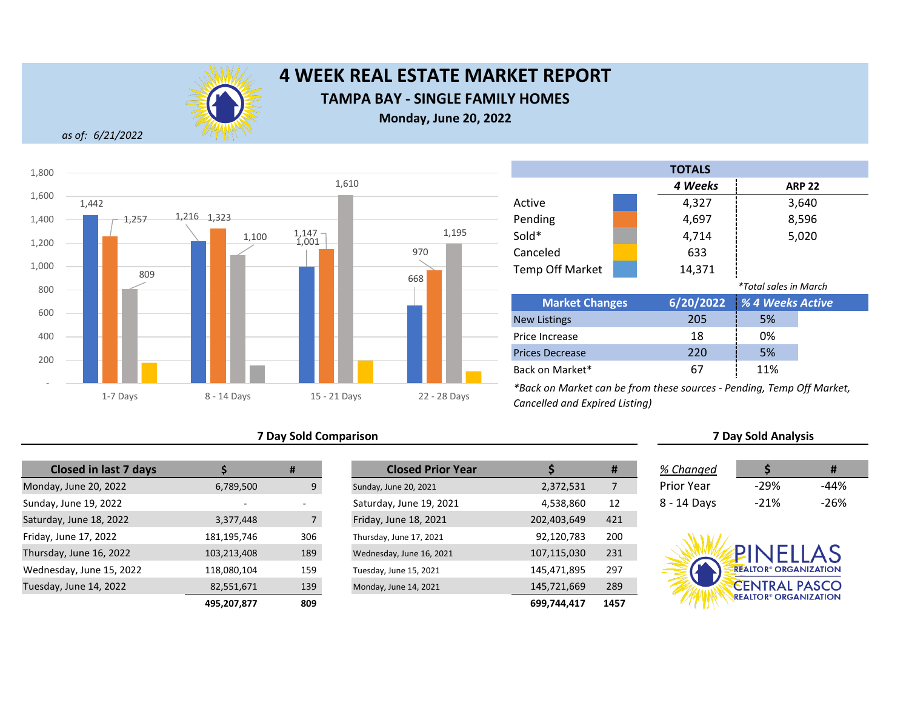# 4 WEEK REAL ESTATE MARKET REPORT

## TAMPA BAY - SINGLE FAMILY HOMES

**Monday, June 20, 2022**

*as of: 6/21/2022*

| | 1-7 Days | 8 - 14 Days | 15 - 21 Days | 22 - 28 Days |
|---|---|---|---|---|
| Active | 1,442 | 1,216 | 1,001 | 668 |
| Pending | 1,257 | 1,323 | 1,147 | 970 |
| Sold | 809 | 1,100 | 1,610 | 1,195 |

| TOTALS | 4 Weeks | ARP 22 |
|---|---|---|
| Active | 4,327 | 3,640 |
| Pending | 4,697 | 8,596 |
| Sold* | 4,714 | 5,020 |
| Canceled | 633 | |
| Temp Off Market | 14,371 | |

*Total sales in March

| Market Changes | 6/20/2022 | % 4 Weeks Active |
|---|---|---|
| New Listings | 205 | 5% |
| Price Increase | 18 | 0% |
| Prices Decrease | 220 | 5% |
| Back on Market* | 67 | 11% |

*Back on Market can be from these sources - Pending, Temp Off Market, Cancelled and Expired Listing)

### 7 Day Sold Comparison

| Closed in last 7 days | $ | # |
|---|---|---|
| Monday, June 20, 2022 | 6,789,500 | 9 |
| Sunday, June 19, 2022 | - | - |
| Saturday, June 18, 2022 | 3,377,448 | 7 |
| Friday, June 17, 2022 | 181,195,746 | 306 |
| Thursday, June 16, 2022 | 103,213,408 | 189 |
| Wednesday, June 15, 2022 | 118,080,104 | 159 |
| Tuesday, June 14, 2022 | 82,551,671 | 139 |
| | **495,207,877** | **809** |

| Closed Prior Year | $ | # |
|---|---|---|
| Sunday, June 20, 2021 | 2,372,531 | 7 |
| Saturday, June 19, 2021 | 4,538,860 | 12 |
| Friday, June 18, 2021 | 202,403,649 | 421 |
| Thursday, June 17, 2021 | 92,120,783 | 200 |
| Wednesday, June 16, 2021 | 107,115,030 | 231 |
| Tuesday, June 15, 2021 | 145,471,895 | 297 |
| Monday, June 14, 2021 | 145,721,669 | 289 |
| | **699,744,417** | **1457** |

### 7 Day Sold Analysis

| % Changed | $ | # |
|---|---|---|
| Prior Year | -29% | -44% |
| 8 - 14 Days | -21% | -26% |

PINELLAS REALTOR® ORGANIZATION
CENTRAL PASCO REALTOR® ORGANIZATION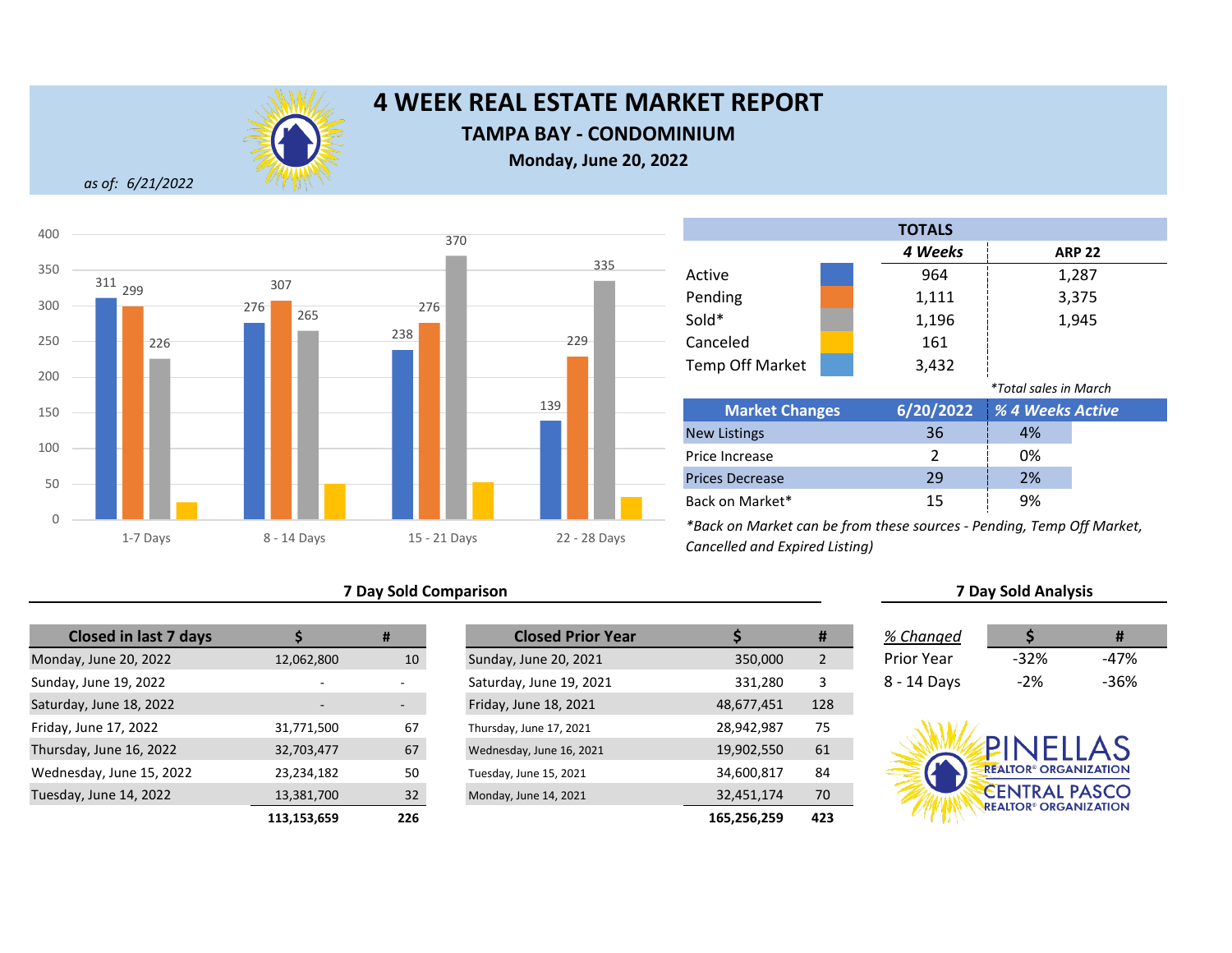# 4 WEEK REAL ESTATE MARKET REPORT

## TAMPA BAY - CONDOMINIUM

**Monday, June 20, 2022**

*as of: 6/21/2022*

| | 1-7 Days | 8 - 14 Days | 15 - 21 Days | 22 - 28 Days |
|---|---|---|---|---|
| Active | 311 | 276 | 238 | 139 |
| Pending | 299 | 307 | 276 | 229 |
| Sold | 226 | 265 | 370 | 335 |

| TOTALS | 4 Weeks | ARP 22 |
|---|---|---|
| Active | 964 | 1,287 |
| Pending | 1,111 | 3,375 |
| Sold* | 1,196 | 1,945 |
| Canceled | 161 | |
| Temp Off Market | 3,432 | |

*Total sales in March

| Market Changes | 6/20/2022 | % 4 Weeks Active |
|---|---|---|
| New Listings | 36 | 4% |
| Price Increase | 2 | 0% |
| Prices Decrease | 29 | 2% |
| Back on Market* | 15 | 9% |

*Back on Market can be from these sources - Pending, Temp Off Market, Cancelled and Expired Listing)*

### 7 Day Sold Comparison

| Closed in last 7 days | $ | # |
|---|---|---|
| Monday, June 20, 2022 | 12,062,800 | 10 |
| Sunday, June 19, 2022 | - | - |
| Saturday, June 18, 2022 | - | - |
| Friday, June 17, 2022 | 31,771,500 | 67 |
| Thursday, June 16, 2022 | 32,703,477 | 67 |
| Wednesday, June 15, 2022 | 23,234,182 | 50 |
| Tuesday, June 14, 2022 | 13,381,700 | 32 |
| | **113,153,659** | **226** |

| Closed Prior Year | $ | # |
|---|---|---|
| Sunday, June 20, 2021 | 350,000 | 2 |
| Saturday, June 19, 2021 | 331,280 | 3 |
| Friday, June 18, 2021 | 48,677,451 | 128 |
| Thursday, June 17, 2021 | 28,942,987 | 75 |
| Wednesday, June 16, 2021 | 19,902,550 | 61 |
| Tuesday, June 15, 2021 | 34,600,817 | 84 |
| Monday, June 14, 2021 | 32,451,174 | 70 |
| | **165,256,259** | **423** |

### 7 Day Sold Analysis

| *% Changed* | $ | # |
|---|---|---|
| Prior Year | -32% | -47% |
| 8 - 14 Days | -2% | -36% |

PINELLAS REALTOR® ORGANIZATION
CENTRAL PASCO REALTOR® ORGANIZATION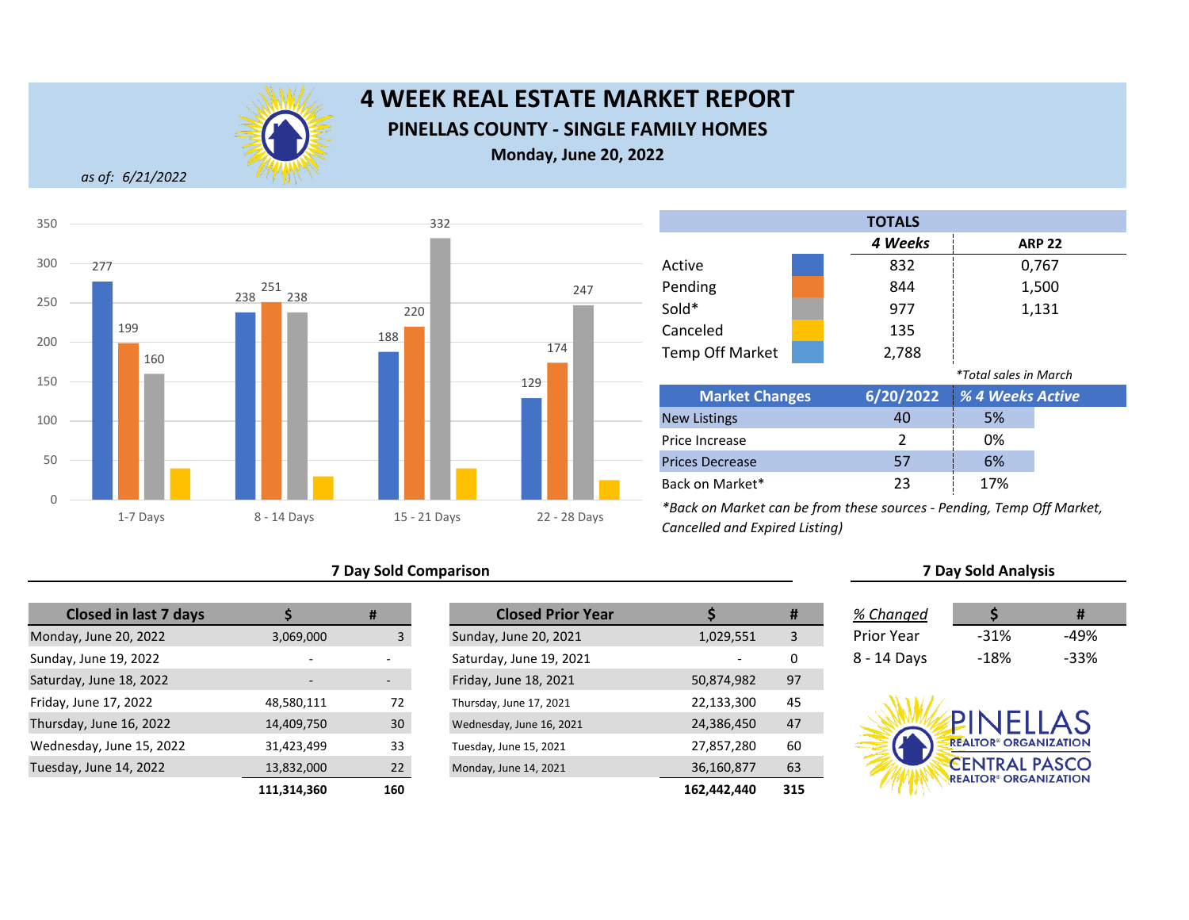# 4 WEEK REAL ESTATE MARKET REPORT

## PINELLAS COUNTY - SINGLE FAMILY HOMES

**Monday, June 20, 2022**

*as of: 6/21/2022*

| | 1-7 Days | 8 - 14 Days | 15 - 21 Days | 22 - 28 Days |
|---|---|---|---|---|
| Active | 277 | 238 | 188 | 129 |
| Pending | 199 | 251 | 220 | 174 |
| Sold | 160 | 238 | 332 | 247 |

| TOTALS | 4 Weeks | ARP 22 |
|---|---|---|
| Active | 832 | 0,767 |
| Pending | 844 | 1,500 |
| Sold* | 977 | 1,131 |
| Canceled | 135 | |
| Temp Off Market | 2,788 | |

*\*Total sales in March*

| Market Changes | 6/20/2022 | % 4 Weeks Active |
|---|---|---|
| New Listings | 40 | 5% |
| Price Increase | 2 | 0% |
| Prices Decrease | 57 | 6% |
| Back on Market* | 23 | 17% |

*\*Back on Market can be from these sources - Pending, Temp Off Market, Cancelled and Expired Listing)*

### 7 Day Sold Comparison

| Closed in last 7 days | $ | # |
|---|---|---|
| Monday, June 20, 2022 | 3,069,000 | 3 |
| Sunday, June 19, 2022 | - | - |
| Saturday, June 18, 2022 | - | - |
| Friday, June 17, 2022 | 48,580,111 | 72 |
| Thursday, June 16, 2022 | 14,409,750 | 30 |
| Wednesday, June 15, 2022 | 31,423,499 | 33 |
| Tuesday, June 14, 2022 | 13,832,000 | 22 |
| | **111,314,360** | **160** |

| Closed Prior Year | $ | # |
|---|---|---|
| Sunday, June 20, 2021 | 1,029,551 | 3 |
| Saturday, June 19, 2021 | - | 0 |
| Friday, June 18, 2021 | 50,874,982 | 97 |
| Thursday, June 17, 2021 | 22,133,300 | 45 |
| Wednesday, June 16, 2021 | 24,386,450 | 47 |
| Tuesday, June 15, 2021 | 27,857,280 | 60 |
| Monday, June 14, 2021 | 36,160,877 | 63 |
| | **162,442,440** | **315** |

### 7 Day Sold Analysis

| % Changed | $ | # |
|---|---|---|
| Prior Year | -31% | -49% |
| 8 - 14 Days | -18% | -33% |

PINELLAS REALTOR® ORGANIZATION
CENTRAL PASCO REALTOR® ORGANIZATION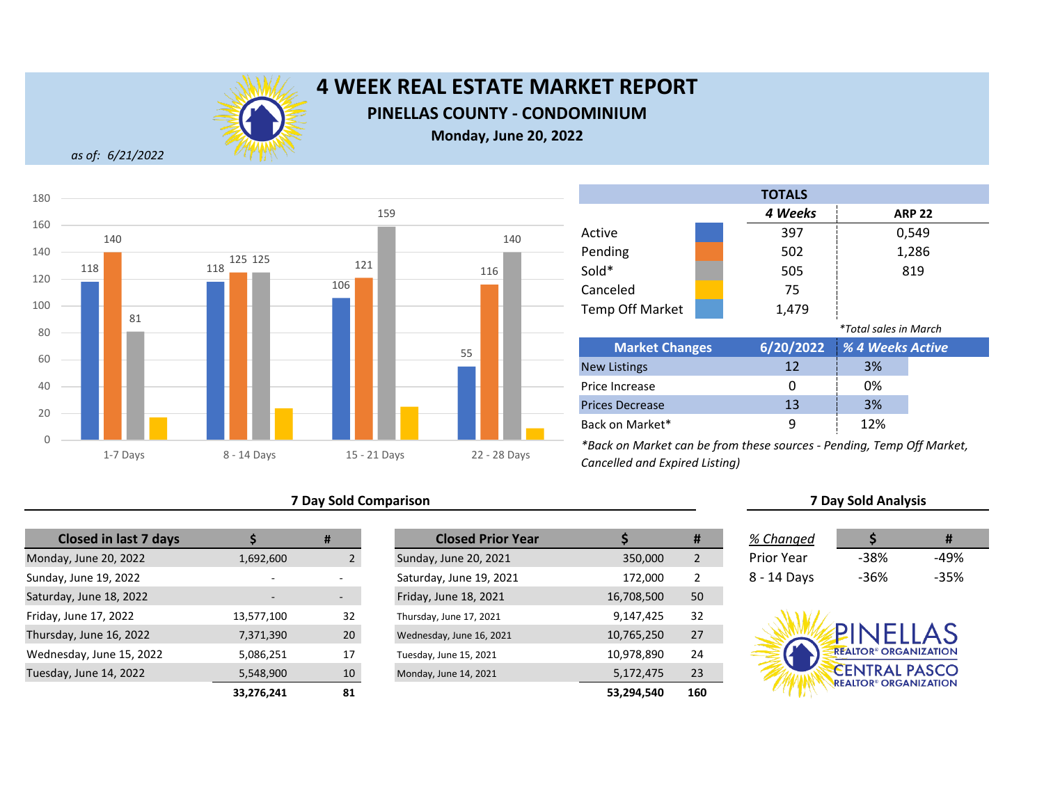# 4 WEEK REAL ESTATE MARKET REPORT

## PINELLAS COUNTY - CONDOMINIUM

**Monday, June 20, 2022**

*as of: 6/21/2022*

| | 1-7 Days | 8 - 14 Days | 15 - 21 Days | 22 - 28 Days |
|---|---|---|---|---|
| Active | 118 | 118 | 106 | 55 |
| Pending | 140 | 125 | 121 | 116 |
| Sold | 81 | 125 | 159 | 140 |
| Canceled | | | | |

| TOTALS | 4 Weeks | ARP 22 |
|---|---|---|
| Active | 397 | 0,549 |
| Pending | 502 | 1,286 |
| Sold* | 505 | 819 |
| Canceled | 75 | |
| Temp Off Market | 1,479 | |

*Total sales in March

| Market Changes | 6/20/2022 | % 4 Weeks Active |
|---|---|---|
| New Listings | 12 | 3% |
| Price Increase | 0 | 0% |
| Prices Decrease | 13 | 3% |
| Back on Market* | 9 | 12% |

*Back on Market can be from these sources - Pending, Temp Off Market, Cancelled and Expired Listing)

### 7 Day Sold Comparison

| Closed in last 7 days | $ | # |
|---|---|---|
| Monday, June 20, 2022 | 1,692,600 | 2 |
| Sunday, June 19, 2022 | - | - |
| Saturday, June 18, 2022 | - | - |
| Friday, June 17, 2022 | 13,577,100 | 32 |
| Thursday, June 16, 2022 | 7,371,390 | 20 |
| Wednesday, June 15, 2022 | 5,086,251 | 17 |
| Tuesday, June 14, 2022 | 5,548,900 | 10 |
| | **33,276,241** | **81** |

| Closed Prior Year | $ | # |
|---|---|---|
| Sunday, June 20, 2021 | 350,000 | 2 |
| Saturday, June 19, 2021 | 172,000 | 2 |
| Friday, June 18, 2021 | 16,708,500 | 50 |
| Thursday, June 17, 2021 | 9,147,425 | 32 |
| Wednesday, June 16, 2021 | 10,765,250 | 27 |
| Tuesday, June 15, 2021 | 10,978,890 | 24 |
| Monday, June 14, 2021 | 5,172,475 | 23 |
| | **53,294,540** | **160** |

### 7 Day Sold Analysis

| % Changed | $ | # |
|---|---|---|
| Prior Year | -38% | -49% |
| 8 - 14 Days | -36% | -35% |

PINELLAS REALTOR® ORGANIZATION
CENTRAL PASCO REALTOR® ORGANIZATION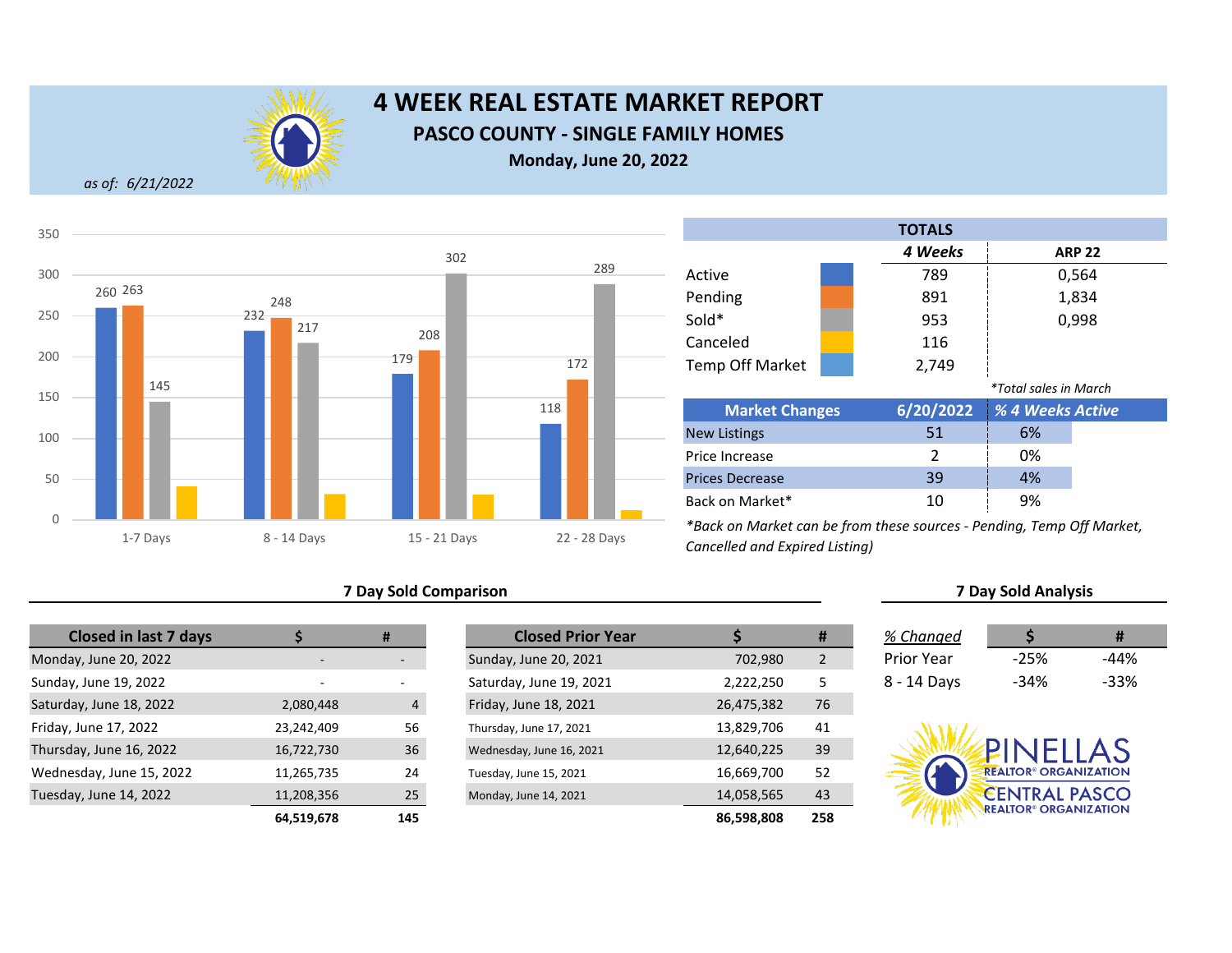# 4 WEEK REAL ESTATE MARKET REPORT

## PASCO COUNTY - SINGLE FAMILY HOMES

**Monday, June 20, 2022**

*as of: 6/21/2022*

| | 1-7 Days | 8 - 14 Days | 15 - 21 Days | 22 - 28 Days |
|---|---|---|---|---|
| Active | 260 | 232 | 179 | 118 |
| Pending | 263 | 248 | 208 | 172 |
| Sold | 145 | 217 | 302 | 289 |

| TOTALS | 4 Weeks | ARP 22 |
|---|---|---|
| Active | 789 | 0,564 |
| Pending | 891 | 1,834 |
| Sold* | 953 | 0,998 |
| Canceled | 116 | |
| Temp Off Market | 2,749 | |

*Total sales in March

| Market Changes | 6/20/2022 | % 4 Weeks Active |
|---|---|---|
| New Listings | 51 | 6% |
| Price Increase | 2 | 0% |
| Prices Decrease | 39 | 4% |
| Back on Market* | 10 | 9% |

*Back on Market can be from these sources - Pending, Temp Off Market, Cancelled and Expired Listing)

### 7 Day Sold Comparison

| Closed in last 7 days | $ | # |
|---|---|---|
| Monday, June 20, 2022 | - | - |
| Sunday, June 19, 2022 | - | - |
| Saturday, June 18, 2022 | 2,080,448 | 4 |
| Friday, June 17, 2022 | 23,242,409 | 56 |
| Thursday, June 16, 2022 | 16,722,730 | 36 |
| Wednesday, June 15, 2022 | 11,265,735 | 24 |
| Tuesday, June 14, 2022 | 11,208,356 | 25 |
| | **64,519,678** | **145** |

| Closed Prior Year | $ | # |
|---|---|---|
| Sunday, June 20, 2021 | 702,980 | 2 |
| Saturday, June 19, 2021 | 2,222,250 | 5 |
| Friday, June 18, 2021 | 26,475,382 | 76 |
| Thursday, June 17, 2021 | 13,829,706 | 41 |
| Wednesday, June 16, 2021 | 12,640,225 | 39 |
| Tuesday, June 15, 2021 | 16,669,700 | 52 |
| Monday, June 14, 2021 | 14,058,565 | 43 |
| | **86,598,808** | **258** |

### 7 Day Sold Analysis

| % Changed | $ | # |
|---|---|---|
| Prior Year | -25% | -44% |
| 8 - 14 Days | -34% | -33% |

PINELLAS REALTOR® ORGANIZATION
CENTRAL PASCO REALTOR® ORGANIZATION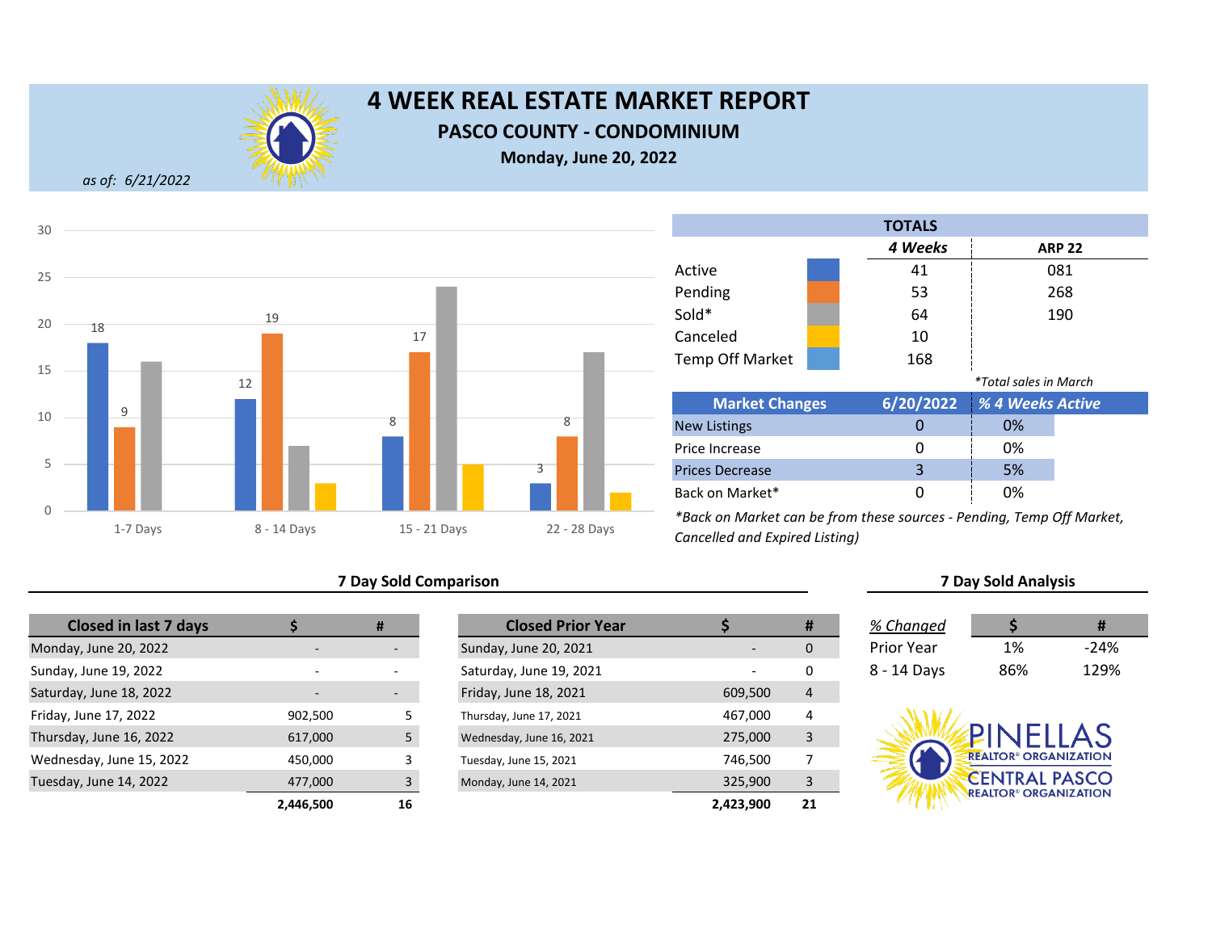# 4 WEEK REAL ESTATE MARKET REPORT

## PASCO COUNTY - CONDOMINIUM

**Monday, June 20, 2022**

*as of: 6/21/2022*

| | 1-7 Days | 8 - 14 Days | 15 - 21 Days | 22 - 28 Days |
|---|---|---|---|---|
| Active | 18 | 12 | 8 | 3 |
| Pending | 9 | 19 | 17 | 8 |
| Sold | 16 | 7 | 24 | 17 |
| Canceled | | 3 | 5 | 2 |

### TOTALS

| | *4 Weeks* | ARP 22 |
|---|---|---|
| Active | 41 | 081 |
| Pending | 53 | 268 |
| Sold* | 64 | 190 |
| Canceled | 10 | |
| Temp Off Market | 168 | |

*Total sales in March

| Market Changes | 6/20/2022 | *% 4 Weeks Active* |
|---|---|---|
| New Listings | 0 | 0% |
| Price Increase | 0 | 0% |
| Prices Decrease | 3 | 5% |
| Back on Market* | 0 | 0% |

*Back on Market can be from these sources - Pending, Temp Off Market, Cancelled and Expired Listing)

### 7 Day Sold Comparison

| Closed in last 7 days | $ | # |
|---|---|---|
| Monday, June 20, 2022 | - | - |
| Sunday, June 19, 2022 | - | - |
| Saturday, June 18, 2022 | - | - |
| Friday, June 17, 2022 | 902,500 | 5 |
| Thursday, June 16, 2022 | 617,000 | 5 |
| Wednesday, June 15, 2022 | 450,000 | 3 |
| Tuesday, June 14, 2022 | 477,000 | 3 |
| | **2,446,500** | **16** |

| Closed Prior Year | $ | # |
|---|---|---|
| Sunday, June 20, 2021 | - | 0 |
| Saturday, June 19, 2021 | - | 0 |
| Friday, June 18, 2021 | 609,500 | 4 |
| Thursday, June 17, 2021 | 467,000 | 4 |
| Wednesday, June 16, 2021 | 275,000 | 3 |
| Tuesday, June 15, 2021 | 746,500 | 7 |
| Monday, June 14, 2021 | 325,900 | 3 |
| | **2,423,900** | **21** |

### 7 Day Sold Analysis

| *% Changed* | $ | # |
|---|---|---|
| Prior Year | 1% | -24% |
| 8 - 14 Days | 86% | 129% |

PINELLAS REALTOR® ORGANIZATION
CENTRAL PASCO REALTOR® ORGANIZATION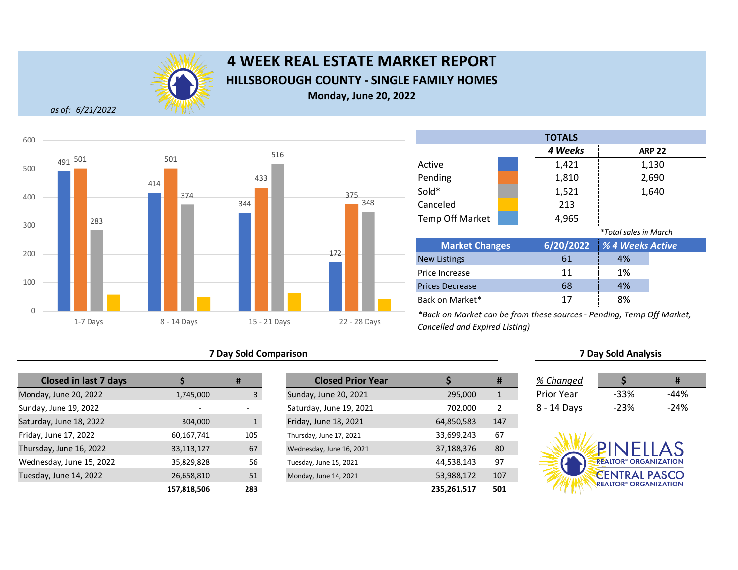# 4 WEEK REAL ESTATE MARKET REPORT

## HILLSBOROUGH COUNTY - SINGLE FAMILY HOMES

**Monday, June 20, 2022**

*as of: 6/21/2022*

| | 1-7 Days | 8 - 14 Days | 15 - 21 Days | 22 - 28 Days |
|---|---|---|---|---|
| Active | 491 | 414 | 344 | 172 |
| Pending | 501 | 501 | 433 | 375 |
| Sold | 283 | 374 | 516 | 348 |

| TOTALS | 4 Weeks | ARP 22 |
|---|---|---|
| Active | 1,421 | 1,130 |
| Pending | 1,810 | 2,690 |
| Sold* | 1,521 | 1,640 |
| Canceled | 213 | |
| Temp Off Market | 4,965 | |

*Total sales in March

| Market Changes | 6/20/2022 | % 4 Weeks Active |
|---|---|---|
| New Listings | 61 | 4% |
| Price Increase | 11 | 1% |
| Prices Decrease | 68 | 4% |
| Back on Market* | 17 | 8% |

*Back on Market can be from these sources - Pending, Temp Off Market, Cancelled and Expired Listing)

### 7 Day Sold Comparison

| Closed in last 7 days | $ | # |
|---|---|---|
| Monday, June 20, 2022 | 1,745,000 | 3 |
| Sunday, June 19, 2022 | - | - |
| Saturday, June 18, 2022 | 304,000 | 1 |
| Friday, June 17, 2022 | 60,167,741 | 105 |
| Thursday, June 16, 2022 | 33,113,127 | 67 |
| Wednesday, June 15, 2022 | 35,829,828 | 56 |
| Tuesday, June 14, 2022 | 26,658,810 | 51 |
| | **157,818,506** | **283** |

| Closed Prior Year | $ | # |
|---|---|---|
| Sunday, June 20, 2021 | 295,000 | 1 |
| Saturday, June 19, 2021 | 702,000 | 2 |
| Friday, June 18, 2021 | 64,850,583 | 147 |
| Thursday, June 17, 2021 | 33,699,243 | 67 |
| Wednesday, June 16, 2021 | 37,188,376 | 80 |
| Tuesday, June 15, 2021 | 44,538,143 | 97 |
| Monday, June 14, 2021 | 53,988,172 | 107 |
| | **235,261,517** | **501** |

### 7 Day Sold Analysis

| % Changed | $ | # |
|---|---|---|
| Prior Year | -33% | -44% |
| 8 - 14 Days | -23% | -24% |

PINELLAS REALTOR® ORGANIZATION
CENTRAL PASCO REALTOR® ORGANIZATION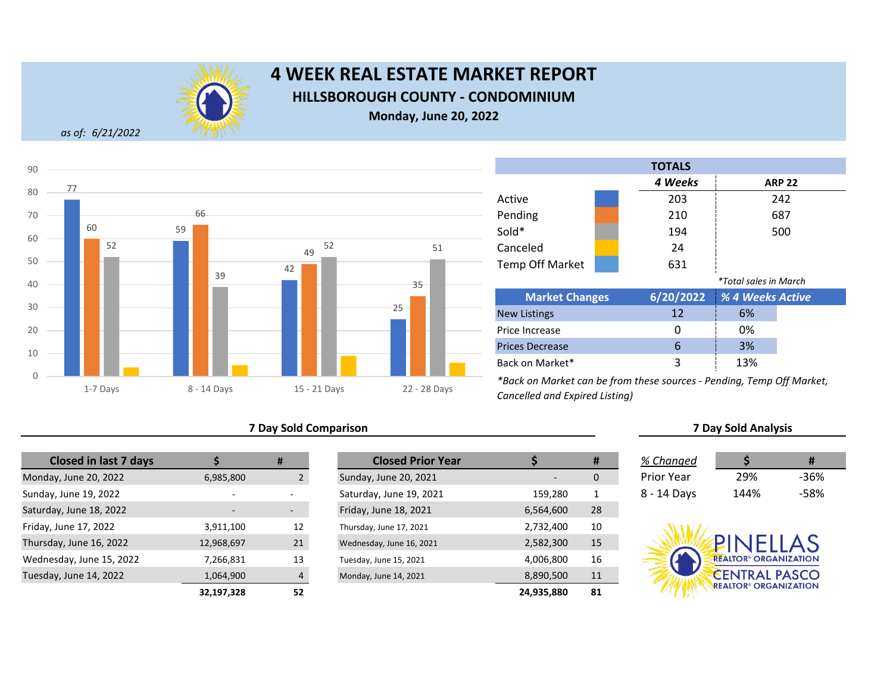# 4 WEEK REAL ESTATE MARKET REPORT

## HILLSBOROUGH COUNTY - CONDOMINIUM

**Monday, June 20, 2022**

*as of: 6/21/2022*

| | 1-7 Days | 8 - 14 Days | 15 - 21 Days | 22 - 28 Days |
|---|---|---|---|---|
| Active | 77 | 59 | 42 | 25 |
| Pending | 60 | 66 | 49 | 35 |
| Sold | 52 | 39 | 52 | 51 |
| Canceled | | | | |

### TOTALS

| | 4 Weeks | ARP 22 |
|---|---|---|
| Active | 203 | 242 |
| Pending | 210 | 687 |
| Sold* | 194 | 500 |
| Canceled | 24 | |
| Temp Off Market | 631 | |

*Total sales in March

| Market Changes | 6/20/2022 | % 4 Weeks Active |
|---|---|---|
| New Listings | 12 | 6% |
| Price Increase | 0 | 0% |
| Prices Decrease | 6 | 3% |
| Back on Market* | 3 | 13% |

*Back on Market can be from these sources - Pending, Temp Off Market, Cancelled and Expired Listing)*

### 7 Day Sold Comparison

| Closed in last 7 days | $ | # |
|---|---|---|
| Monday, June 20, 2022 | 6,985,800 | 2 |
| Sunday, June 19, 2022 | - | - |
| Saturday, June 18, 2022 | - | - |
| Friday, June 17, 2022 | 3,911,100 | 12 |
| Thursday, June 16, 2022 | 12,968,697 | 21 |
| Wednesday, June 15, 2022 | 7,266,831 | 13 |
| Tuesday, June 14, 2022 | 1,064,900 | 4 |
| | **32,197,328** | **52** |

| Closed Prior Year | $ | # |
|---|---|---|
| Sunday, June 20, 2021 | - | 0 |
| Saturday, June 19, 2021 | 159,280 | 1 |
| Friday, June 18, 2021 | 6,564,600 | 28 |
| Thursday, June 17, 2021 | 2,732,400 | 10 |
| Wednesday, June 16, 2021 | 2,582,300 | 15 |
| Tuesday, June 15, 2021 | 4,006,800 | 16 |
| Monday, June 14, 2021 | 8,890,500 | 11 |
| | **24,935,880** | **81** |

### 7 Day Sold Analysis

| % Changed | $ | # |
|---|---|---|
| Prior Year | 29% | -36% |
| 8 - 14 Days | 144% | -58% |

PINELLAS REALTOR® ORGANIZATION
CENTRAL PASCO REALTOR® ORGANIZATION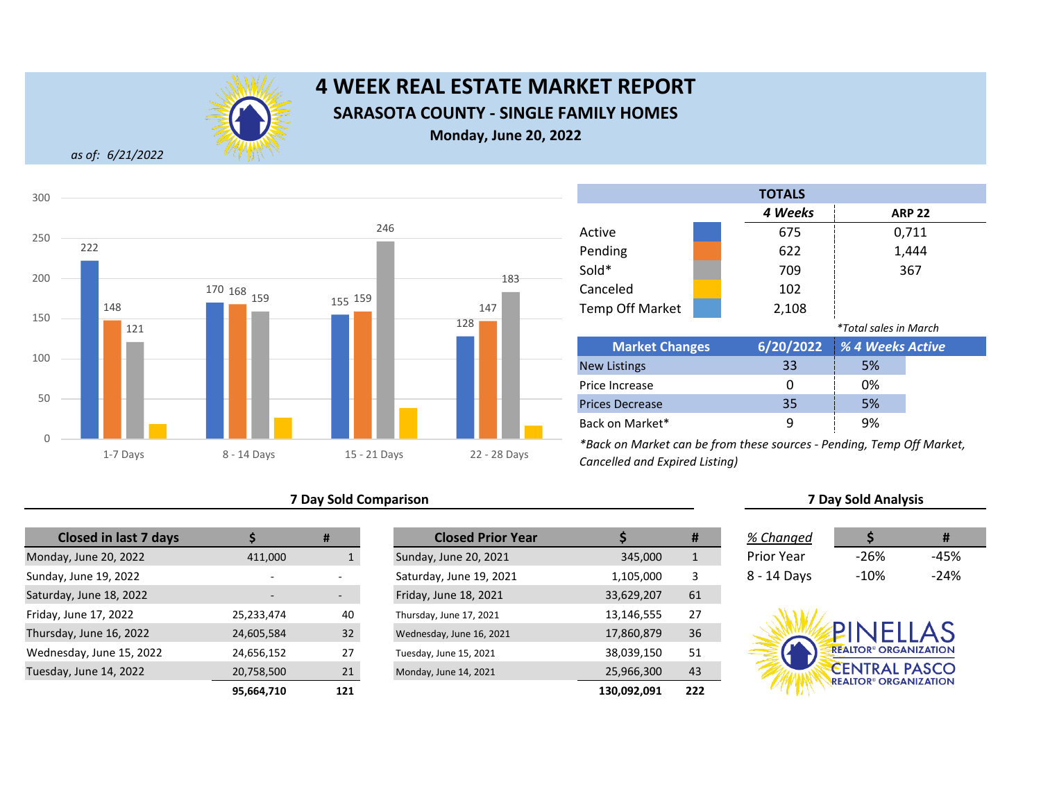# 4 WEEK REAL ESTATE MARKET REPORT

## SARASOTA COUNTY - SINGLE FAMILY HOMES

**Monday, June 20, 2022**

*as of: 6/21/2022*

| | 1-7 Days | 8 - 14 Days | 15 - 21 Days | 22 - 28 Days |
|---|---|---|---|---|
| Active | 222 | 170 | 155 | 128 |
| Pending | 148 | 168 | 159 | 147 |
| Sold | 121 | 159 | 246 | 183 |

| TOTALS | 4 Weeks | ARP 22 |
|---|---|---|
| Active | 675 | 0,711 |
| Pending | 622 | 1,444 |
| Sold* | 709 | 367 |
| Canceled | 102 | |
| Temp Off Market | 2,108 | |

*Total sales in March

| Market Changes | 6/20/2022 | % 4 Weeks Active |
|---|---|---|
| New Listings | 33 | 5% |
| Price Increase | 0 | 0% |
| Prices Decrease | 35 | 5% |
| Back on Market* | 9 | 9% |

*Back on Market can be from these sources - Pending, Temp Off Market, Cancelled and Expired Listing)

### 7 Day Sold Comparison

| Closed in last 7 days | $ | # |
|---|---|---|
| Monday, June 20, 2022 | 411,000 | 1 |
| Sunday, June 19, 2022 | - | - |
| Saturday, June 18, 2022 | - | - |
| Friday, June 17, 2022 | 25,233,474 | 40 |
| Thursday, June 16, 2022 | 24,605,584 | 32 |
| Wednesday, June 15, 2022 | 24,656,152 | 27 |
| Tuesday, June 14, 2022 | 20,758,500 | 21 |
| | **95,664,710** | **121** |

| Closed Prior Year | $ | # |
|---|---|---|
| Sunday, June 20, 2021 | 345,000 | 1 |
| Saturday, June 19, 2021 | 1,105,000 | 3 |
| Friday, June 18, 2021 | 33,629,207 | 61 |
| Thursday, June 17, 2021 | 13,146,555 | 27 |
| Wednesday, June 16, 2021 | 17,860,879 | 36 |
| Tuesday, June 15, 2021 | 38,039,150 | 51 |
| Monday, June 14, 2021 | 25,966,300 | 43 |
| | **130,092,091** | **222** |

### 7 Day Sold Analysis

| % Changed | $ | # |
|---|---|---|
| Prior Year | -26% | -45% |
| 8 - 14 Days | -10% | -24% |

PINELLAS REALTOR® ORGANIZATION
CENTRAL PASCO REALTOR® ORGANIZATION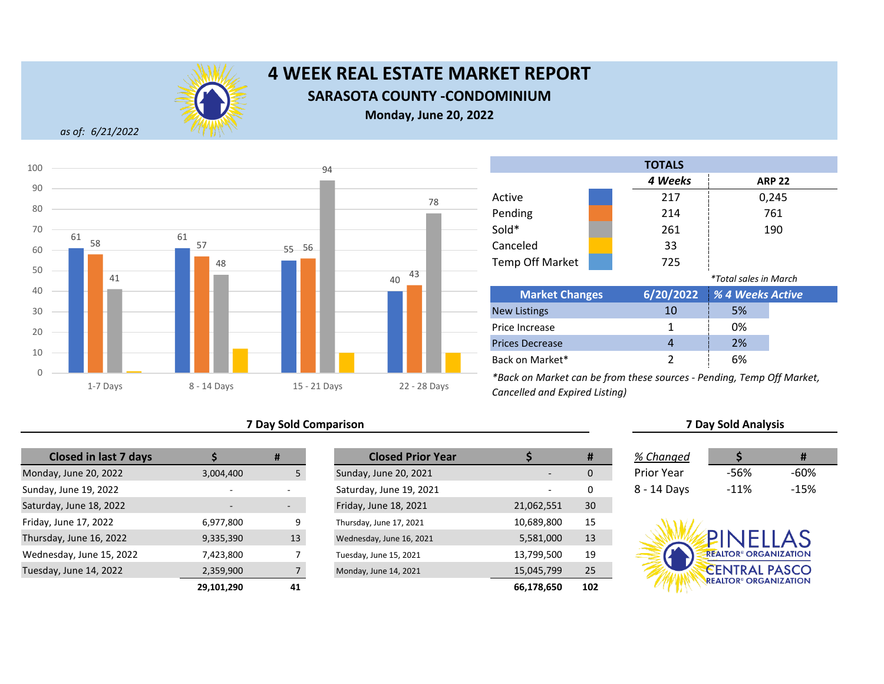# 4 WEEK REAL ESTATE MARKET REPORT

## SARASOTA COUNTY -CONDOMINIUM

**Monday, June 20, 2022**

*as of: 6/21/2022*

| | 1-7 Days | 8 - 14 Days | 15 - 21 Days | 22 - 28 Days |
|---|---|---|---|---|
| Active | 61 | 61 | 55 | 40 |
| Pending | 58 | 57 | 56 | 43 |
| Sold | 41 | 48 | 94 | 78 |
| Canceled | | | | |

| TOTALS | 4 Weeks | ARP 22 |
|---|---|---|
| Active | 217 | 0,245 |
| Pending | 214 | 761 |
| Sold* | 261 | 190 |
| Canceled | 33 | |
| Temp Off Market | 725 | |

*\*Total sales in March*

| Market Changes | 6/20/2022 | % 4 Weeks Active |
|---|---|---|
| New Listings | 10 | 5% |
| Price Increase | 1 | 0% |
| Prices Decrease | 4 | 2% |
| Back on Market* | 2 | 6% |

*\*Back on Market can be from these sources - Pending, Temp Off Market, Cancelled and Expired Listing)*

### 7 Day Sold Comparison

| Closed in last 7 days | $ | # |
|---|---|---|
| Monday, June 20, 2022 | 3,004,400 | 5 |
| Sunday, June 19, 2022 | - | - |
| Saturday, June 18, 2022 | - | - |
| Friday, June 17, 2022 | 6,977,800 | 9 |
| Thursday, June 16, 2022 | 9,335,390 | 13 |
| Wednesday, June 15, 2022 | 7,423,800 | 7 |
| Tuesday, June 14, 2022 | 2,359,900 | 7 |
| | **29,101,290** | **41** |

| Closed Prior Year | $ | # |
|---|---|---|
| Sunday, June 20, 2021 | - | 0 |
| Saturday, June 19, 2021 | - | 0 |
| Friday, June 18, 2021 | 21,062,551 | 30 |
| Thursday, June 17, 2021 | 10,689,800 | 15 |
| Wednesday, June 16, 2021 | 5,581,000 | 13 |
| Tuesday, June 15, 2021 | 13,799,500 | 19 |
| Monday, June 14, 2021 | 15,045,799 | 25 |
| | **66,178,650** | **102** |

### 7 Day Sold Analysis

| *% Changed* | $ | # |
|---|---|---|
| Prior Year | -56% | -60% |
| 8 - 14 Days | -11% | -15% |

PINELLAS REALTOR® ORGANIZATION
CENTRAL PASCO REALTOR® ORGANIZATION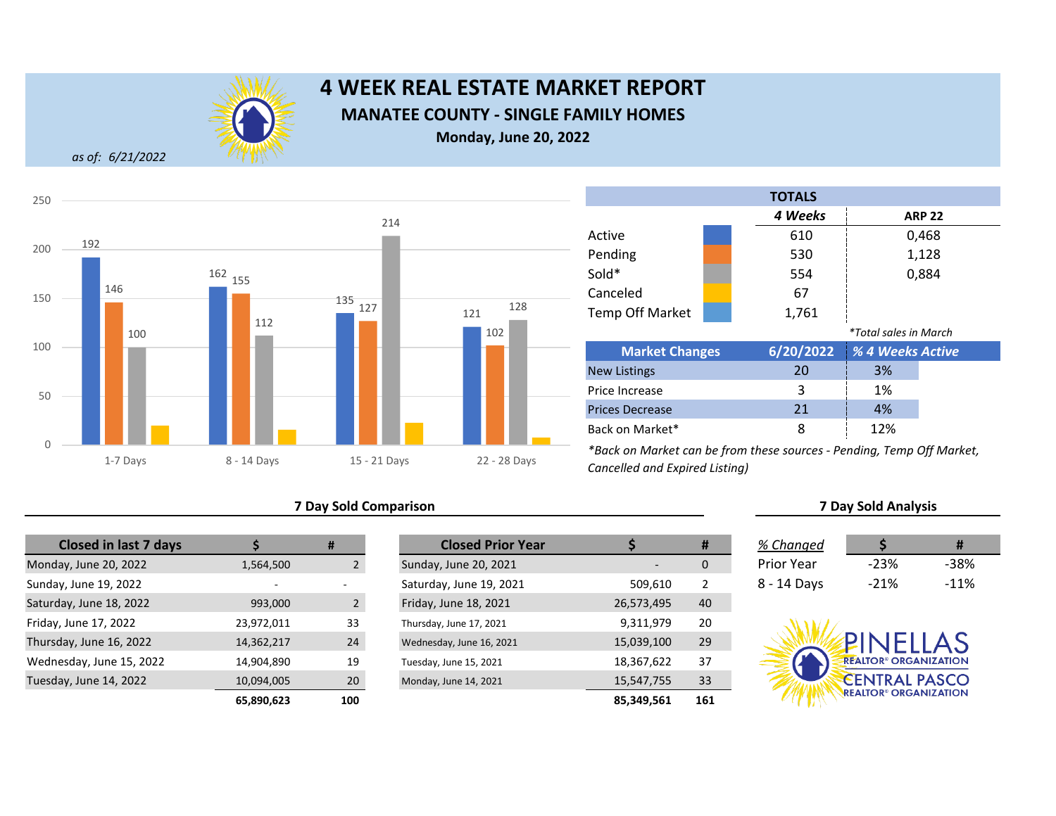# 4 WEEK REAL ESTATE MARKET REPORT

## MANATEE COUNTY - SINGLE FAMILY HOMES

**Monday, June 20, 2022**

*as of: 6/21/2022*

| | 1-7 Days | 8 - 14 Days | 15 - 21 Days | 22 - 28 Days |
|---|---|---|---|---|
| Active | 192 | 162 | 135 | 121 |
| Pending | 146 | 155 | 127 | 102 |
| Sold | 100 | 112 | 214 | 128 |

| TOTALS | 4 Weeks | ARP 22 |
|---|---|---|
| Active | 610 | 0,468 |
| Pending | 530 | 1,128 |
| Sold* | 554 | 0,884 |
| Canceled | 67 | |
| Temp Off Market | 1,761 | |

*Total sales in March

| Market Changes | 6/20/2022 | % 4 Weeks Active |
|---|---|---|
| New Listings | 20 | 3% |
| Price Increase | 3 | 1% |
| Prices Decrease | 21 | 4% |
| Back on Market* | 8 | 12% |

*Back on Market can be from these sources - Pending, Temp Off Market, Cancelled and Expired Listing)*

### 7 Day Sold Comparison

| Closed in last 7 days | $ | # |
|---|---|---|
| Monday, June 20, 2022 | 1,564,500 | 2 |
| Sunday, June 19, 2022 | - | - |
| Saturday, June 18, 2022 | 993,000 | 2 |
| Friday, June 17, 2022 | 23,972,011 | 33 |
| Thursday, June 16, 2022 | 14,362,217 | 24 |
| Wednesday, June 15, 2022 | 14,904,890 | 19 |
| Tuesday, June 14, 2022 | 10,094,005 | 20 |
| | **65,890,623** | **100** |

| Closed Prior Year | $ | # |
|---|---|---|
| Sunday, June 20, 2021 | - | 0 |
| Saturday, June 19, 2021 | 509,610 | 2 |
| Friday, June 18, 2021 | 26,573,495 | 40 |
| Thursday, June 17, 2021 | 9,311,979 | 20 |
| Wednesday, June 16, 2021 | 15,039,100 | 29 |
| Tuesday, June 15, 2021 | 18,367,622 | 37 |
| Monday, June 14, 2021 | 15,547,755 | 33 |
| | **85,349,561** | **161** |

### 7 Day Sold Analysis

| % Changed | $ | # |
|---|---|---|
| Prior Year | -23% | -38% |
| 8 - 14 Days | -21% | -11% |

PINELLAS REALTOR® ORGANIZATION
CENTRAL PASCO REALTOR® ORGANIZATION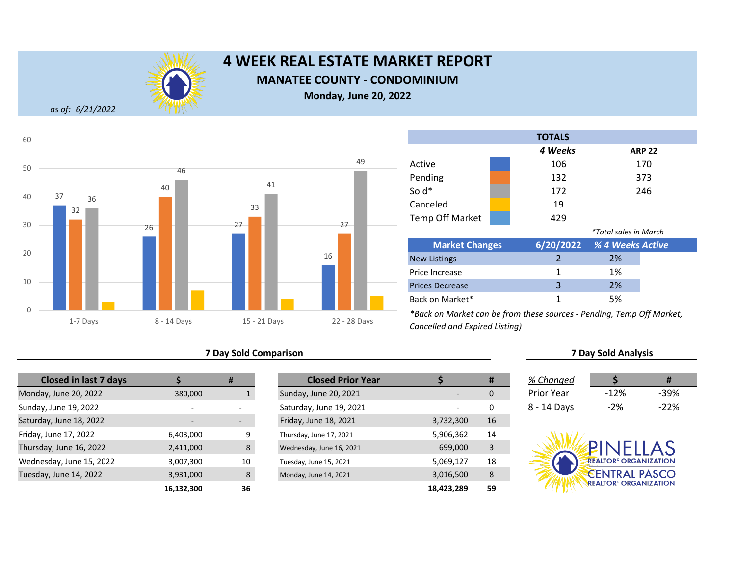# 4 WEEK REAL ESTATE MARKET REPORT

## MANATEE COUNTY - CONDOMINIUM

**Monday, June 20, 2022**

*as of: 6/21/2022*

60
50
40
30
20
10
0

37 32 36
26 40 46
27 33 41
16 27 49

1-7 Days
8 - 14 Days
15 - 21 Days
22 - 28 Days

| TOTALS | 4 Weeks | ARP 22 |
|---|---|---|
| Active | 106 | 170 |
| Pending | 132 | 373 |
| Sold* | 172 | 246 |
| Canceled | 19 | |
| Temp Off Market | 429 | |

*Total sales in March

| Market Changes | 6/20/2022 | % 4 Weeks Active |
|---|---|---|
| New Listings | 2 | 2% |
| Price Increase | 1 | 1% |
| Prices Decrease | 3 | 2% |
| Back on Market* | 1 | 5% |

*Back on Market can be from these sources - Pending, Temp Off Market, Cancelled and Expired Listing)*

### 7 Day Sold Comparison

| Closed in last 7 days | $ | # |
|---|---|---|
| Monday, June 20, 2022 | 380,000 | 1 |
| Sunday, June 19, 2022 | - | - |
| Saturday, June 18, 2022 | - | - |
| Friday, June 17, 2022 | 6,403,000 | 9 |
| Thursday, June 16, 2022 | 2,411,000 | 8 |
| Wednesday, June 15, 2022 | 3,007,300 | 10 |
| Tuesday, June 14, 2022 | 3,931,000 | 8 |
| | **16,132,300** | **36** |

| Closed Prior Year | $ | # |
|---|---|---|
| Sunday, June 20, 2021 | - | 0 |
| Saturday, June 19, 2021 | - | 0 |
| Friday, June 18, 2021 | 3,732,300 | 16 |
| Thursday, June 17, 2021 | 5,906,362 | 14 |
| Wednesday, June 16, 2021 | 699,000 | 3 |
| Tuesday, June 15, 2021 | 5,069,127 | 18 |
| Monday, June 14, 2021 | 3,016,500 | 8 |
| | **18,423,289** | **59** |

### 7 Day Sold Analysis

| % Changed | $ | # |
|---|---|---|
| Prior Year | -12% | -39% |
| 8 - 14 Days | -2% | -22% |

PINELLAS REALTOR® ORGANIZATION
CENTRAL PASCO REALTOR® ORGANIZATION